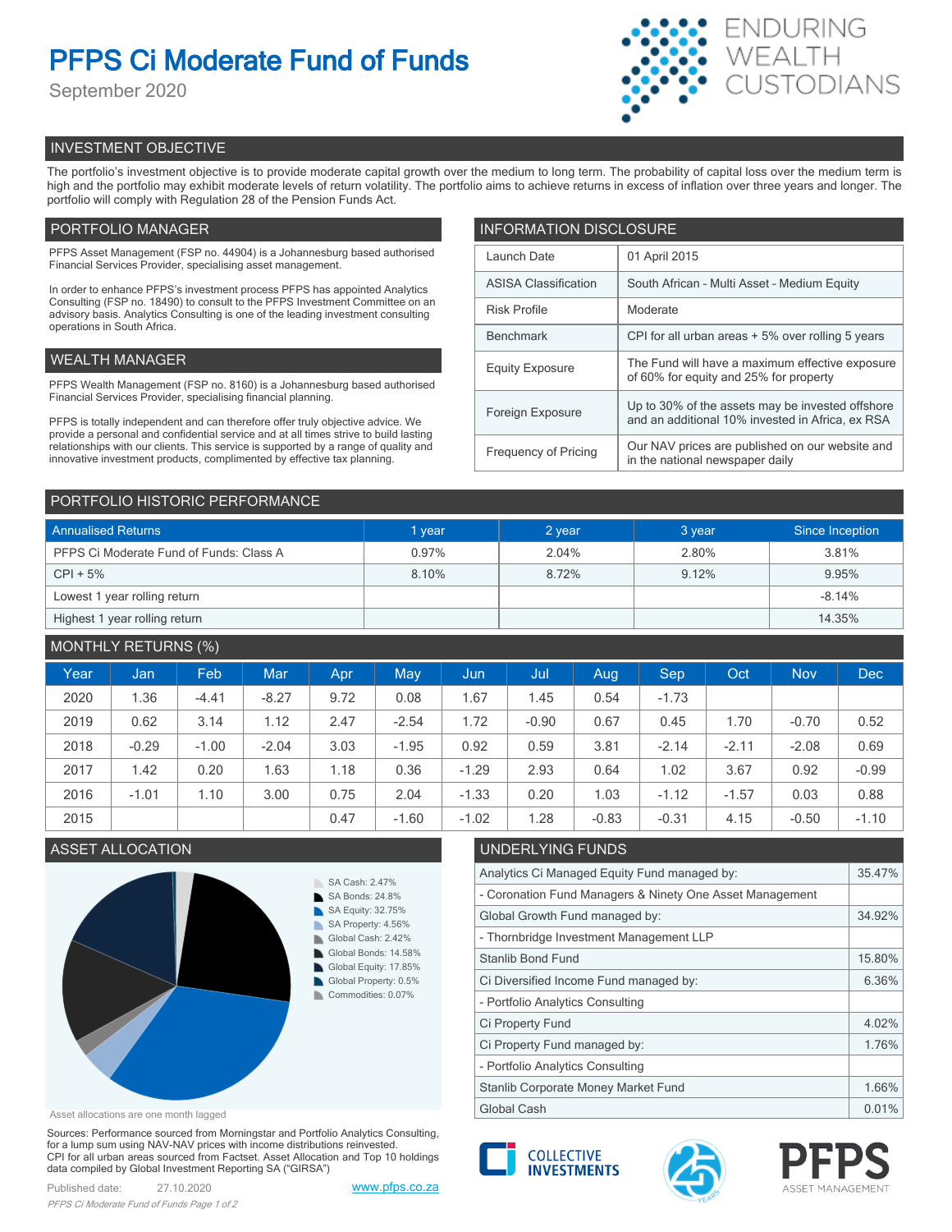# PFPS Ci Moderate Fund of Funds

September 2020

ENDURING WEALTH CUSTODIANS

## INVESTMENT OBJECTIVE

The portfolio's investment objective is to provide moderate capital growth over the medium to long term. The probability of capital loss over the medium term is high and the portfolio may exhibit moderate levels of return volatility. The portfolio aims to achieve returns in excess of inflation over three years and longer. The portfolio will comply with Regulation 28 of the Pension Funds Act.

## PORTFOLIO MANAGER

PFPS Asset Management (FSP no. 44904) is a Johannesburg based authorised Financial Services Provider, specialising asset management.

In order to enhance PFPS's investment process PFPS has appointed Analytics Consulting (FSP no. 18490) to consult to the PFPS Investment Committee on an advisory basis. Analytics Consulting is one of the leading investment consulting operations in South Africa.

## WEALTH MANAGER

PFPS Wealth Management (FSP no. 8160) is a Johannesburg based authorised Financial Services Provider, specialising financial planning.

PFPS is totally independent and can therefore offer truly objective advice. We provide a personal and confidential service and at all times strive to build lasting relationships with our clients. This service is supported by a range of quality and innovative investment products, complimented by effective tax planning.

## INFORMATION DISCLOSURE

| | |
|---|---|
| Launch Date | 01 April 2015 |
| ASISA Classification | South African - Multi Asset - Medium Equity |
| Risk Profile | Moderate |
| Benchmark | CPI for all urban areas + 5% over rolling 5 years |
| Equity Exposure | The Fund will have a maximum effective exposure of 60% for equity and 25% for property |
| Foreign Exposure | Up to 30% of the assets may be invested offshore and an additional 10% invested in Africa, ex RSA |
| Frequency of Pricing | Our NAV prices are published on our website and in the national newspaper daily |

## PORTFOLIO HISTORIC PERFORMANCE

| Annualised Returns | 1 year | 2 year | 3 year | Since Inception |
|---|---|---|---|---|
| PFPS Ci Moderate Fund of Funds: Class A | 0.97% | 2.04% | 2.80% | 3.81% |
| CPI + 5% | 8.10% | 8.72% | 9.12% | 9.95% |
| Lowest 1 year rolling return | | | | -8.14% |
| Highest 1 year rolling return | | | | 14.35% |

## MONTHLY RETURNS (%)

| Year | Jan | Feb | Mar | Apr | May | Jun | Jul | Aug | Sep | Oct | Nov | Dec |
|---|---|---|---|---|---|---|---|---|---|---|---|---|
| 2020 | 1.36 | -4.41 | -8.27 | 9.72 | 0.08 | 1.67 | 1.45 | 0.54 | -1.73 | | | |
| 2019 | 0.62 | 3.14 | 1.12 | 2.47 | -2.54 | 1.72 | -0.90 | 0.67 | 0.45 | 1.70 | -0.70 | 0.52 |
| 2018 | -0.29 | -1.00 | -2.04 | 3.03 | -1.95 | 0.92 | 0.59 | 3.81 | -2.14 | -2.11 | -2.08 | 0.69 |
| 2017 | 1.42 | 0.20 | 1.63 | 1.18 | 0.36 | -1.29 | 2.93 | 0.64 | 1.02 | 3.67 | 0.92 | -0.99 |
| 2016 | -1.01 | 1.10 | 3.00 | 0.75 | 2.04 | -1.33 | 0.20 | 1.03 | -1.12 | -1.57 | 0.03 | 0.88 |
| 2015 | | | | 0.47 | -1.60 | -1.02 | 1.28 | -0.83 | -0.31 | 4.15 | -0.50 | -1.10 |

## ASSET ALLOCATION

- SA Cash: 2.47%
- SA Bonds: 24.8%
- SA Equity: 32.75%
- SA Property: 4.56%
- Global Cash: 2.42%
- Global Bonds: 14.58%
- Global Equity: 17.85%
- Global Property: 0.5%
- Commodities: 0.07%

Asset allocations are one month lagged

## UNDERLYING FUNDS

| | |
|---|---|
| Analytics Ci Managed Equity Fund managed by: | 35.47% |
| - Coronation Fund Managers & Ninety One Asset Management | |
| Global Growth Fund managed by: | 34.92% |
| - Thornbridge Investment Management LLP | |
| Stanlib Bond Fund | 15.80% |
| Ci Diversified Income Fund managed by: | 6.36% |
| - Portfolio Analytics Consulting | |
| Ci Property Fund | 4.02% |
| Ci Property Fund managed by: | 1.76% |
| - Portfolio Analytics Consulting | |
| Stanlib Corporate Money Market Fund | 1.66% |
| Global Cash | 0.01% |

Sources: Performance sourced from Morningstar and Portfolio Analytics Consulting, for a lump sum using NAV-NAV prices with income distributions reinvested. CPI for all urban areas sourced from Factset. Asset Allocation and Top 10 holdings data compiled by Global Investment Reporting SA ("GIRSA")

Published date: 27.10.2020

www.pfps.co.za

COLLECTIVE INVESTMENTS

PFPS ASSET MANAGEMENT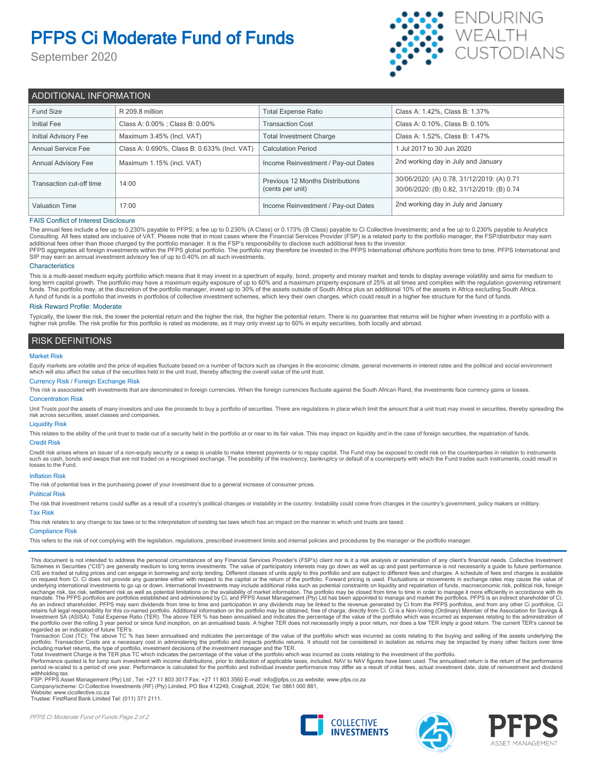# PFPS Ci Moderate Fund of Funds

September 2020

ENDURING WEALTH CUSTODIANS

## ADDITIONAL INFORMATION

| | | | |
|---|---|---|---|
| Fund Size | R 209.8 million | Total Expense Ratio | Class A: 1.42%, Class B: 1.37% |
| Initial Fee | Class A: 0.00% ; Class B: 0.00% | Transaction Cost | Class A: 0.10%, Class B: 0.10% |
| Initial Advisory Fee | Maximum 3.45% (Incl. VAT) | Total Investment Charge | Class A: 1.52%, Class B: 1.47% |
| Annual Service Fee | Class A: 0.690%, Class B: 0.633% (Incl. VAT) | Calculation Period | 1 Jul 2017 to 30 Jun 2020 |
| Annual Advisory Fee | Maximum 1.15% (incl. VAT) | Income Reinvestment / Pay-out Dates | 2nd working day in July and January |
| Transaction cut-off time | 14:00 | Previous 12 Months Distributions (cents per unit) | 30/06/2020: (A) 0.78, 31/12/2019: (A) 0.71<br>30/06/2020: (B) 0.82, 31/12/2019: (B) 0.74 |
| Valuation Time | 17:00 | Income Reinvestment / Pay-out Dates | 2nd working day in July and January |

### FAIS Conflict of Interest Disclosure

The annual fees include a fee up to 0.230% payable to PFPS; a fee up to 0.230% (A Class) or 0.173% (B Class) payable to Ci Collective Investments; and a fee up to 0.230% payable to Analytics Consulting. All fees stated are inclusive of VAT. Please note that in most cases where the Financial Services Provider (FSP) is a related party to the portfolio manager, the FSP/distributor may earn additional fees other than those charged by the portfolio manager. It is the FSP's responsibility to disclose such additional fees to the investor.
PFPS aggregates all foreign investments within the PFPS global portfolio. The portfolio may therefore be invested in the PFPS International offshore portfolio from time to time. PFPS International and SIP may earn an annual investment advisory fee of up to 0.40% on all such investments.

### Characteristics

This is a multi-asset medium equity portfolio which means that it may invest in a spectrum of equity, bond, property and money market and tends to display average volatility and aims for medium to long term capital growth. The portfolio may have a maximum equity exposure of up to 60% and a maximum property exposure of 25% at all times and complies with the regulation governing retirement funds. This portfolio may, at the discretion of the portfolio manager, invest up to 30% of the assets outside of South Africa plus an additional 10% of the assets in Africa excluding South Africa.
A fund of funds is a portfolio that invests in portfolios of collective investment schemes, which levy their own charges, which could result in a higher fee structure for the fund of funds.

### Risk Reward Profile: Moderate

Typically, the lower the risk, the lower the potential return and the higher the risk, the higher the potential return. There is no guarantee that returns will be higher when investing in a portfolio with a higher risk profile. The risk profile for this portfolio is rated as moderate, as it may only invest up to 60% in equity securities, both locally and abroad.

## RISK DEFINITIONS

### Market Risk

Equity markets are volatile and the price of equities fluctuate based on a number of factors such as changes in the economic climate, general movements in interest rates and the political and social environment which will also affect the value of the securities held in the unit trust, thereby affecting the overall value of the unit trust.

### Currency Risk / Foreign Exchange Risk

This risk is associated with investments that are denominated in foreign currencies. When the foreign currencies fluctuate against the South African Rand, the investments face currency gains or losses.

### Concentration Risk

Unit Trusts pool the assets of many investors and use the proceeds to buy a portfolio of securities. There are regulations in place which limit the amount that a unit trust may invest in securities, thereby spreading the risk across securities, asset classes and companies.

### Liquidity Risk

This relates to the ability of the unit trust to trade out of a security held in the portfolio at or near to its fair value. This may impact on liquidity and in the case of foreign securities, the repatriation of funds.

### Credit Risk

Credit risk arises where an issuer of a non-equity security or a swap is unable to make interest payments or to repay capital. The Fund may be exposed to credit risk on the counterparties in relation to instruments such as cash, bonds and swaps that are not traded on a recognised exchange. The possibility of the insolvency, bankruptcy or default of a counterparty with which the Fund trades such instruments, could result in losses to the Fund.

### Inflation Risk

The risk of potential loss in the purchasing power of your investment due to a general increase of consumer prices.

### Political Risk

The risk that investment returns could suffer as a result of a country's political changes or instability in the country. Instability could come from changes in the country's government, policy makers or military.

### Tax Risk

This risk relates to any change to tax laws or to the interpretation of existing tax laws which has an impact on the manner in which unit trusts are taxed.

### Compliance Risk

This refers to the risk of not complying with the legislation, regulations, prescribed investment limits and internal policies and procedures by the manager or the portfolio manager.

This document is not intended to address the personal circumstances of any Financial Services Provider's (FSP's) client nor is it a risk analysis or examination of any client's financial needs. Collective Investment Schemes in Securities ("CIS") are generally medium to long terms investments. The value of participatory interests may go down as well as up and past performance is not necessarily a guide to future performance. CIS are traded at ruling prices and can engage in borrowing and scrip lending. Different classes of units apply to this portfolio and are subject to different fees and charges. A schedule of fees and charges is available on request from Ci. Ci does not provide any guarantee either with respect to the capital or the return of the portfolio. Forward pricing is used. Fluctuations or movements in exchange rates may cause the value of underlying international investments to go up or down. International Investments may include additional risks such as potential constraints on liquidity and repatriation of funds, macroeconomic risk, political risk, foreign exchange risk, tax risk, settlement risk as well as potential limitations on the availability of market information. The portfolio may be closed from time to time in order to manage it more efficiently in accordance with its mandate. The PFPS portfolios are portfolios established and administered by Ci, and PFPS Asset Management (Pty) Ltd has been appointed to manage and market the portfolios. PFPS is an indirect shareholder of Ci. As an indirect shareholder, PFPS may earn dividends from time to time and participation in any dividends may be linked to the revenue generated by Ci from the PFPS portfolios, and from any other Ci portfolios. Ci retains full legal responsibility for this co-named portfolio. Additional information on the portfolio may be obtained, free of charge, directly from Ci. Ci is a Non-Voting (Ordinary) Member of the Association for Savings & Investment SA (ASISA). Total Expense Ratio (TER): The above TER % has been annualised and indicates the percentage of the value of the portfolio which was incurred as expenses relating to the administration of the portfolio over the rolling 3 year period or since fund inception, on an annualised basis. A higher TER does not necessarily imply a poor return, nor does a low TER imply a good return. The current TER's cannot be regarded as an indication of future TER's.
Transaction Cost (TC): The above TC % has been annualised and indicates the percentage of the value of the portfolio which was incurred as costs relating to the buying and selling of the assets underlying the portfolio. Transaction Costs are a necessary cost in administering the portfolio and impacts portfolio returns. It should not be considered in isolation as returns may be impacted by many other factors over time including market returns, the type of portfolio, investment decisions of the investment manager and the TER.
Total Investment Charge is the TER plus TC which indicates the percentage of the value of the portfolio which was incurred as costs relating to the investment of the portfolio.
Performance quoted is for lump sum investment with income distributions, prior to deduction of applicable taxes, included. NAV to NAV figures have been used. The annualised return is the return of the performance period re-scaled to a period of one year. Performance is calculated for the portfolio and individual investor performance may differ as a result of initial fees, actual investment date, date of reinvestment and dividend withholding tax.
FSP: PFPS Asset Management (Pty) Ltd , Tel: +27 11 803 3017 Fax: +27 11 803 3560 E-mail: info@pfps.co.za website: www.pfps.co.za
Company/scheme: Ci Collective Investments (RF) (Pty) Limited, PO Box 412249, Craighall, 2024; Tel: 0861 000 881,
Website: www.cicollective.co.za
Trustee: FirstRand Bank Limited Tel: (011) 371 2111.

COLLECTIVE INVESTMENTS

PFPS ASSET MANAGEMENT